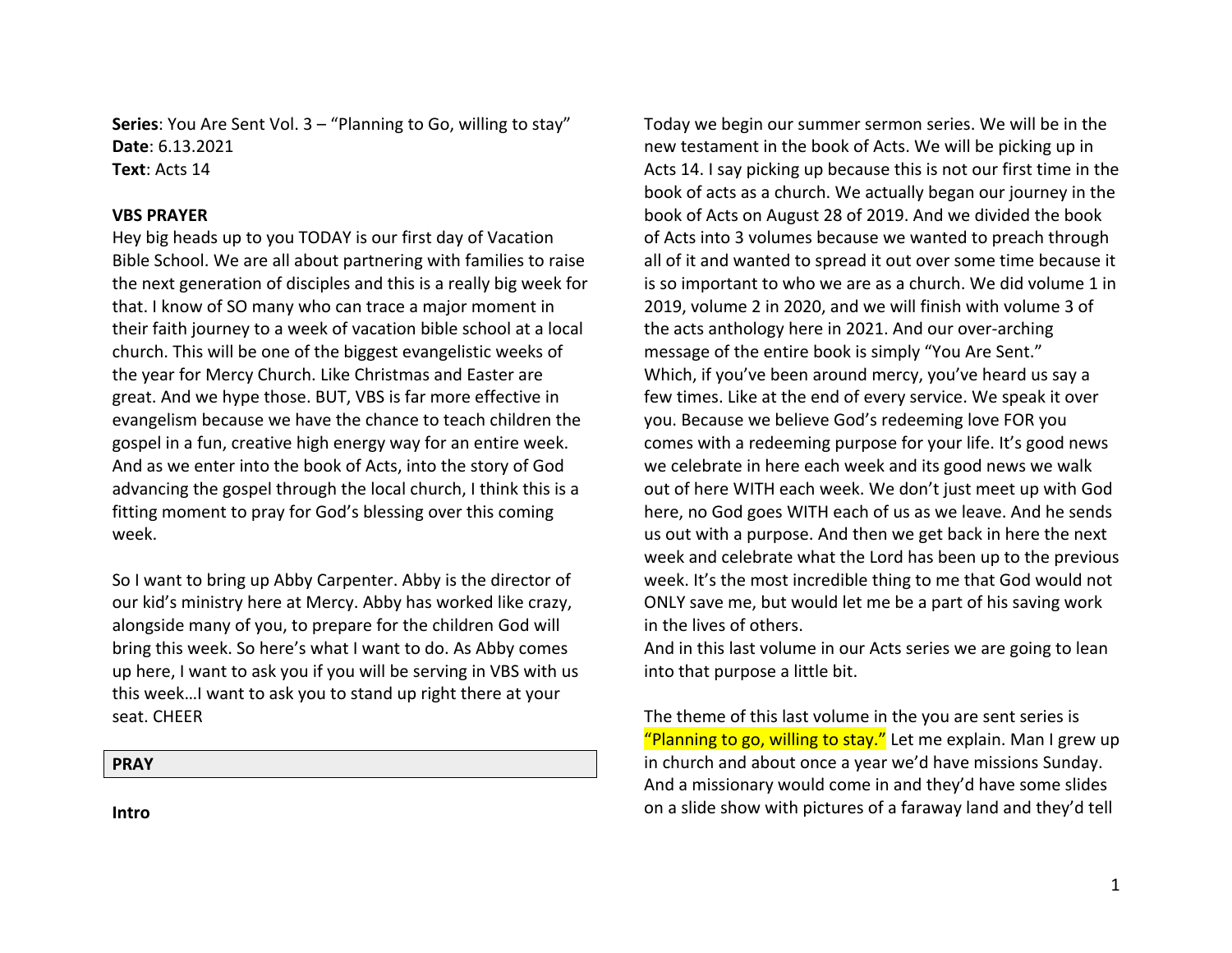**Series**: You Are Sent Vol. 3 – "Planning to Go, willing to stay"
**Date**: 6.13.2021
**Text**: Acts 14

**VBS PRAYER**

Hey big heads up to you TODAY is our first day of Vacation Bible School. We are all about partnering with families to raise the next generation of disciples and this is a really big week for that. I know of SO many who can trace a major moment in their faith journey to a week of vacation bible school at a local church. This will be one of the biggest evangelistic weeks of the year for Mercy Church. Like Christmas and Easter are great. And we hype those. BUT, VBS is far more effective in evangelism because we have the chance to teach children the gospel in a fun, creative high energy way for an entire week. And as we enter into the book of Acts, into the story of God advancing the gospel through the local church, I think this is a fitting moment to pray for God's blessing over this coming week.

So I want to bring up Abby Carpenter. Abby is the director of our kid's ministry here at Mercy. Abby has worked like crazy, alongside many of you, to prepare for the children God will bring this week. So here's what I want to do. As Abby comes up here, I want to ask you if you will be serving in VBS with us this week…I want to ask you to stand up right there at your seat. CHEER

**PRAY**

**Intro**

Today we begin our summer sermon series. We will be in the new testament in the book of Acts. We will be picking up in Acts 14. I say picking up because this is not our first time in the book of acts as a church. We actually began our journey in the book of Acts on August 28 of 2019. And we divided the book of Acts into 3 volumes because we wanted to preach through all of it and wanted to spread it out over some time because it is so important to who we are as a church. We did volume 1 in 2019, volume 2 in 2020, and we will finish with volume 3 of the acts anthology here in 2021. And our over-arching message of the entire book is simply "You Are Sent."

Which, if you've been around mercy, you've heard us say a few times. Like at the end of every service. We speak it over you. Because we believe God's redeeming love FOR you comes with a redeeming purpose for your life. It's good news we celebrate in here each week and its good news we walk out of here WITH each week. We don't just meet up with God here, no God goes WITH each of us as we leave. And he sends us out with a purpose. And then we get back in here the next week and celebrate what the Lord has been up to the previous week. It's the most incredible thing to me that God would not ONLY save me, but would let me be a part of his saving work in the lives of others.

And in this last volume in our Acts series we are going to lean into that purpose a little bit.

The theme of this last volume in the you are sent series is "Planning to go, willing to stay." Let me explain. Man I grew up in church and about once a year we'd have missions Sunday. And a missionary would come in and they'd have some slides on a slide show with pictures of a faraway land and they'd tell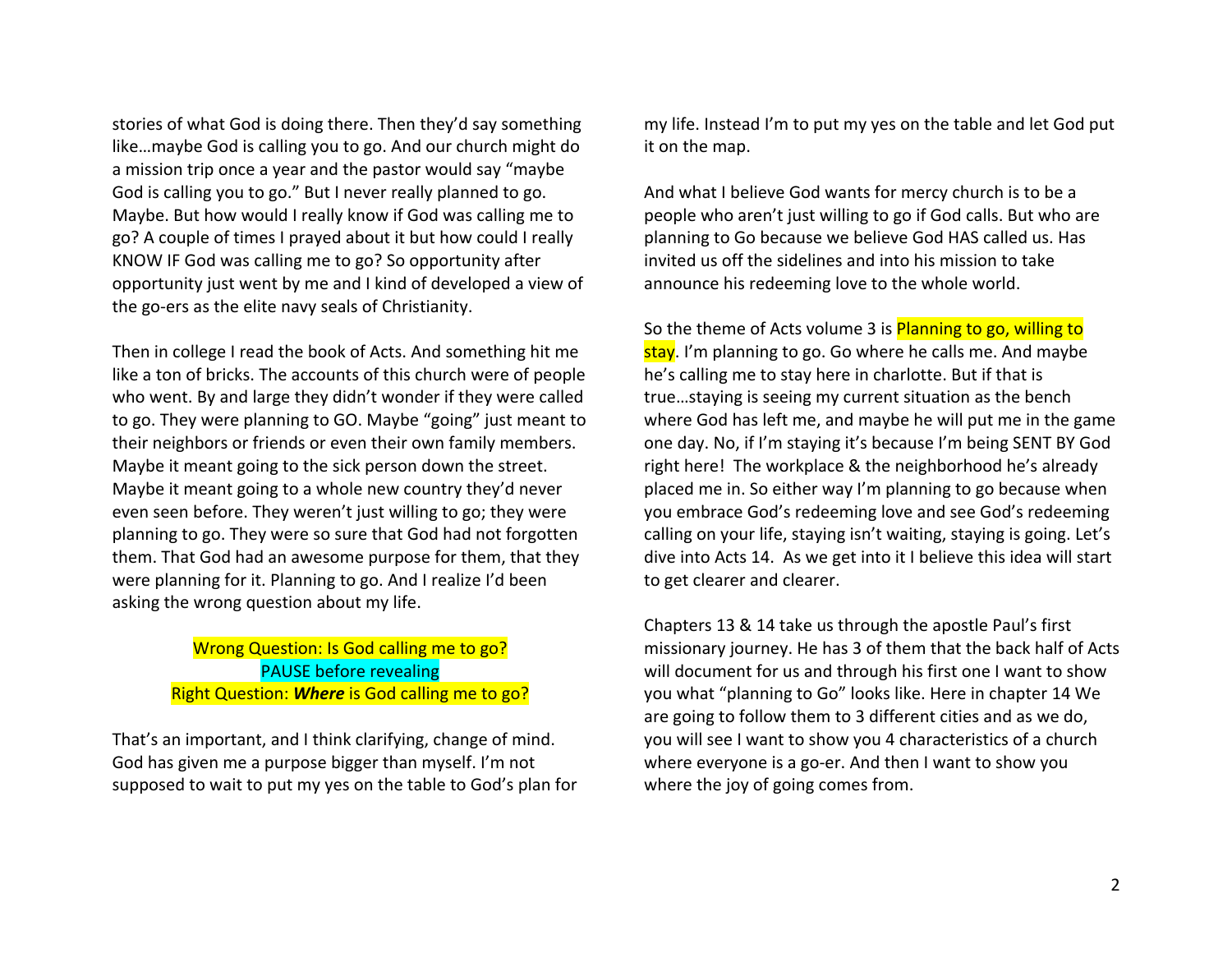stories of what God is doing there. Then they'd say something like…maybe God is calling you to go. And our church might do a mission trip once a year and the pastor would say "maybe God is calling you to go." But I never really planned to go. Maybe. But how would I really know if God was calling me to go? A couple of times I prayed about it but how could I really KNOW IF God was calling me to go? So opportunity after opportunity just went by me and I kind of developed a view of the go-ers as the elite navy seals of Christianity.

Then in college I read the book of Acts. And something hit me like a ton of bricks. The accounts of this church were of people who went. By and large they didn't wonder if they were called to go. They were planning to GO. Maybe "going" just meant to their neighbors or friends or even their own family members. Maybe it meant going to the sick person down the street. Maybe it meant going to a whole new country they'd never even seen before. They weren't just willing to go; they were planning to go. They were so sure that God had not forgotten them. That God had an awesome purpose for them, that they were planning for it. Planning to go. And I realize I'd been asking the wrong question about my life.

Wrong Question: Is God calling me to go?
PAUSE before revealing
Right Question: ***Where*** is God calling me to go?

That's an important, and I think clarifying, change of mind. God has given me a purpose bigger than myself. I'm not supposed to wait to put my yes on the table to God's plan for my life. Instead I'm to put my yes on the table and let God put it on the map.

And what I believe God wants for mercy church is to be a people who aren't just willing to go if God calls. But who are planning to Go because we believe God HAS called us. Has invited us off the sidelines and into his mission to take announce his redeeming love to the whole world.

So the theme of Acts volume 3 is Planning to go, willing to stay. I'm planning to go. Go where he calls me. And maybe he's calling me to stay here in charlotte. But if that is true…staying is seeing my current situation as the bench where God has left me, and maybe he will put me in the game one day. No, if I'm staying it's because I'm being SENT BY God right here! The workplace & the neighborhood he's already placed me in. So either way I'm planning to go because when you embrace God's redeeming love and see God's redeeming calling on your life, staying isn't waiting, staying is going. Let's dive into Acts 14. As we get into it I believe this idea will start to get clearer and clearer.

Chapters 13 & 14 take us through the apostle Paul's first missionary journey. He has 3 of them that the back half of Acts will document for us and through his first one I want to show you what "planning to Go" looks like. Here in chapter 14 We are going to follow them to 3 different cities and as we do, you will see I want to show you 4 characteristics of a church where everyone is a go-er. And then I want to show you where the joy of going comes from.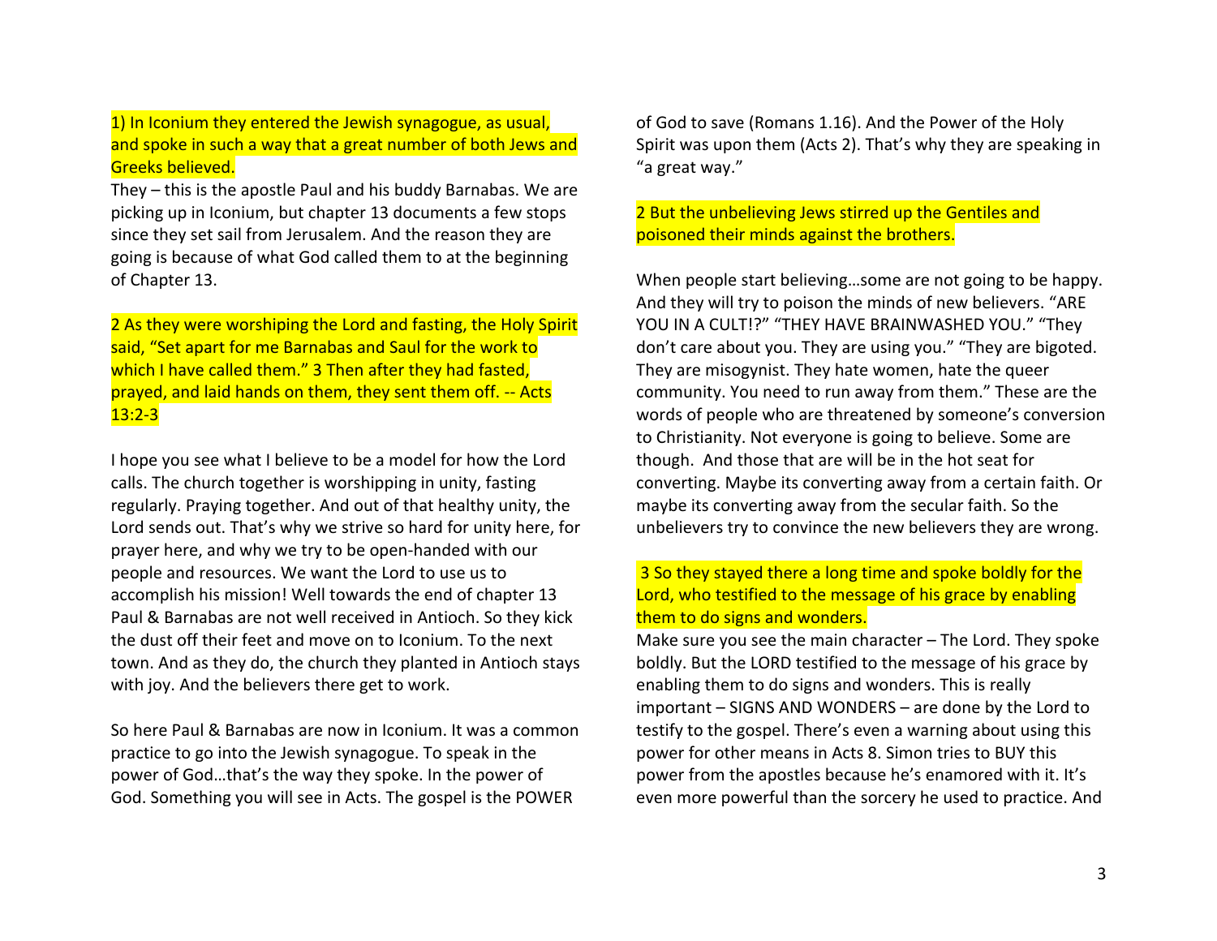1) In Iconium they entered the Jewish synagogue, as usual, and spoke in such a way that a great number of both Jews and Greeks believed.

They – this is the apostle Paul and his buddy Barnabas. We are picking up in Iconium, but chapter 13 documents a few stops since they set sail from Jerusalem. And the reason they are going is because of what God called them to at the beginning of Chapter 13.

2 As they were worshiping the Lord and fasting, the Holy Spirit said, "Set apart for me Barnabas and Saul for the work to which I have called them." 3 Then after they had fasted, prayed, and laid hands on them, they sent them off. -- Acts 13:2-3

I hope you see what I believe to be a model for how the Lord calls. The church together is worshipping in unity, fasting regularly. Praying together. And out of that healthy unity, the Lord sends out. That's why we strive so hard for unity here, for prayer here, and why we try to be open-handed with our people and resources. We want the Lord to use us to accomplish his mission! Well towards the end of chapter 13 Paul & Barnabas are not well received in Antioch. So they kick the dust off their feet and move on to Iconium. To the next town. And as they do, the church they planted in Antioch stays with joy. And the believers there get to work.

So here Paul & Barnabas are now in Iconium. It was a common practice to go into the Jewish synagogue. To speak in the power of God…that's the way they spoke. In the power of God. Something you will see in Acts. The gospel is the POWER of God to save (Romans 1.16). And the Power of the Holy Spirit was upon them (Acts 2). That's why they are speaking in "a great way."

2 But the unbelieving Jews stirred up the Gentiles and poisoned their minds against the brothers.

When people start believing…some are not going to be happy. And they will try to poison the minds of new believers. "ARE YOU IN A CULT!?" "THEY HAVE BRAINWASHED YOU." "They don't care about you. They are using you." "They are bigoted. They are misogynist. They hate women, hate the queer community. You need to run away from them." These are the words of people who are threatened by someone's conversion to Christianity. Not everyone is going to believe. Some are though. And those that are will be in the hot seat for converting. Maybe its converting away from a certain faith. Or maybe its converting away from the secular faith. So the unbelievers try to convince the new believers they are wrong.

3 So they stayed there a long time and spoke boldly for the Lord, who testified to the message of his grace by enabling them to do signs and wonders.

Make sure you see the main character – The Lord. They spoke boldly. But the LORD testified to the message of his grace by enabling them to do signs and wonders. This is really important – SIGNS AND WONDERS – are done by the Lord to testify to the gospel. There's even a warning about using this power for other means in Acts 8. Simon tries to BUY this power from the apostles because he's enamored with it. It's even more powerful than the sorcery he used to practice. And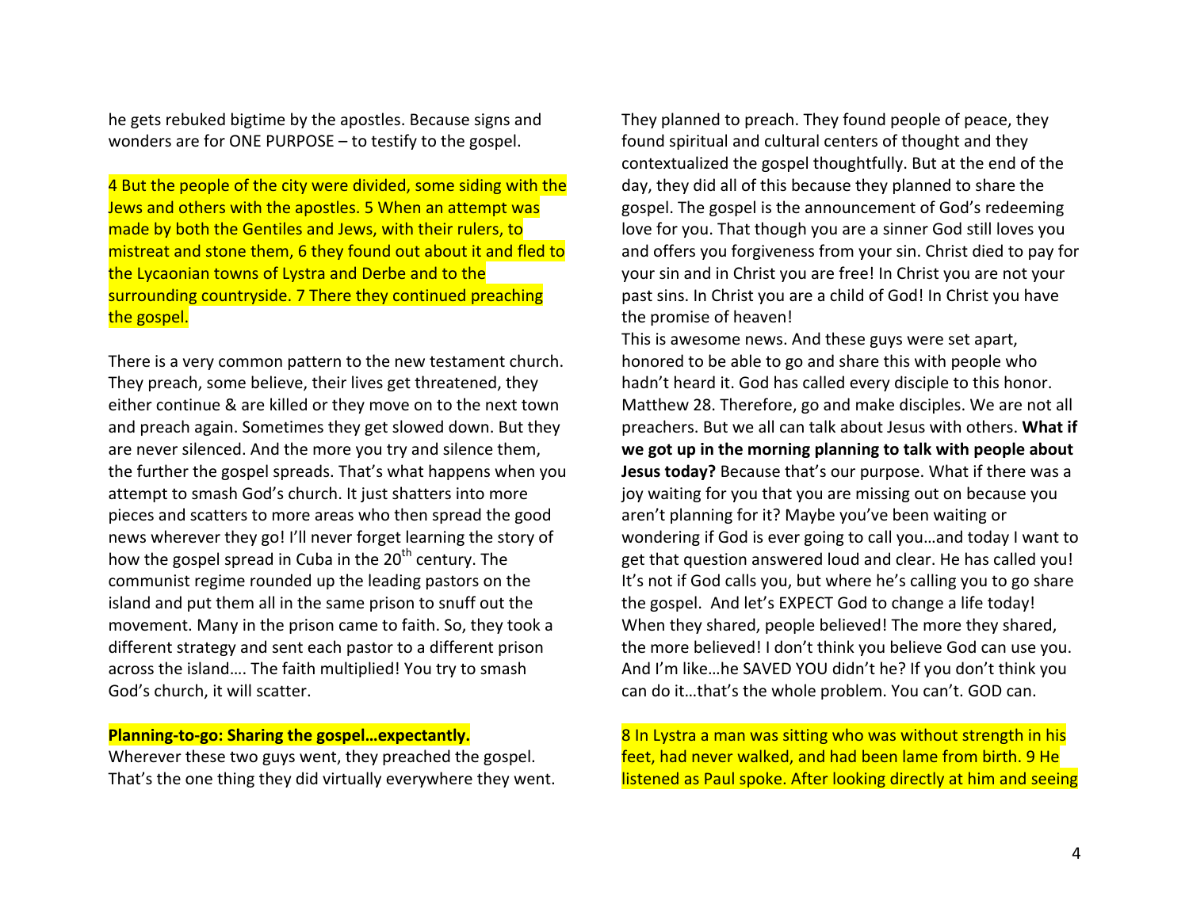he gets rebuked bigtime by the apostles. Because signs and wonders are for ONE PURPOSE – to testify to the gospel.

4 But the people of the city were divided, some siding with the Jews and others with the apostles. 5 When an attempt was made by both the Gentiles and Jews, with their rulers, to mistreat and stone them, 6 they found out about it and fled to the Lycaonian towns of Lystra and Derbe and to the surrounding countryside. 7 There they continued preaching the gospel.

There is a very common pattern to the new testament church. They preach, some believe, their lives get threatened, they either continue & are killed or they move on to the next town and preach again. Sometimes they get slowed down. But they are never silenced. And the more you try and silence them, the further the gospel spreads. That's what happens when you attempt to smash God's church. It just shatters into more pieces and scatters to more areas who then spread the good news wherever they go! I'll never forget learning the story of how the gospel spread in Cuba in the 20th century. The communist regime rounded up the leading pastors on the island and put them all in the same prison to snuff out the movement. Many in the prison came to faith. So, they took a different strategy and sent each pastor to a different prison across the island…. The faith multiplied! You try to smash God's church, it will scatter.

**Planning-to-go: Sharing the gospel…expectantly.**

Wherever these two guys went, they preached the gospel. That's the one thing they did virtually everywhere they went. They planned to preach. They found people of peace, they found spiritual and cultural centers of thought and they contextualized the gospel thoughtfully. But at the end of the day, they did all of this because they planned to share the gospel. The gospel is the announcement of God's redeeming love for you. That though you are a sinner God still loves you and offers you forgiveness from your sin. Christ died to pay for your sin and in Christ you are free! In Christ you are not your past sins. In Christ you are a child of God! In Christ you have the promise of heaven!

This is awesome news. And these guys were set apart, honored to be able to go and share this with people who hadn't heard it. God has called every disciple to this honor. Matthew 28. Therefore, go and make disciples. We are not all preachers. But we all can talk about Jesus with others. **What if we got up in the morning planning to talk with people about Jesus today?** Because that's our purpose. What if there was a joy waiting for you that you are missing out on because you aren't planning for it? Maybe you've been waiting or wondering if God is ever going to call you…and today I want to get that question answered loud and clear. He has called you! It's not if God calls you, but where he's calling you to go share the gospel. And let's EXPECT God to change a life today! When they shared, people believed! The more they shared, the more believed! I don't think you believe God can use you. And I'm like…he SAVED YOU didn't he? If you don't think you can do it…that's the whole problem. You can't. GOD can.

8 In Lystra a man was sitting who was without strength in his feet, had never walked, and had been lame from birth. 9 He listened as Paul spoke. After looking directly at him and seeing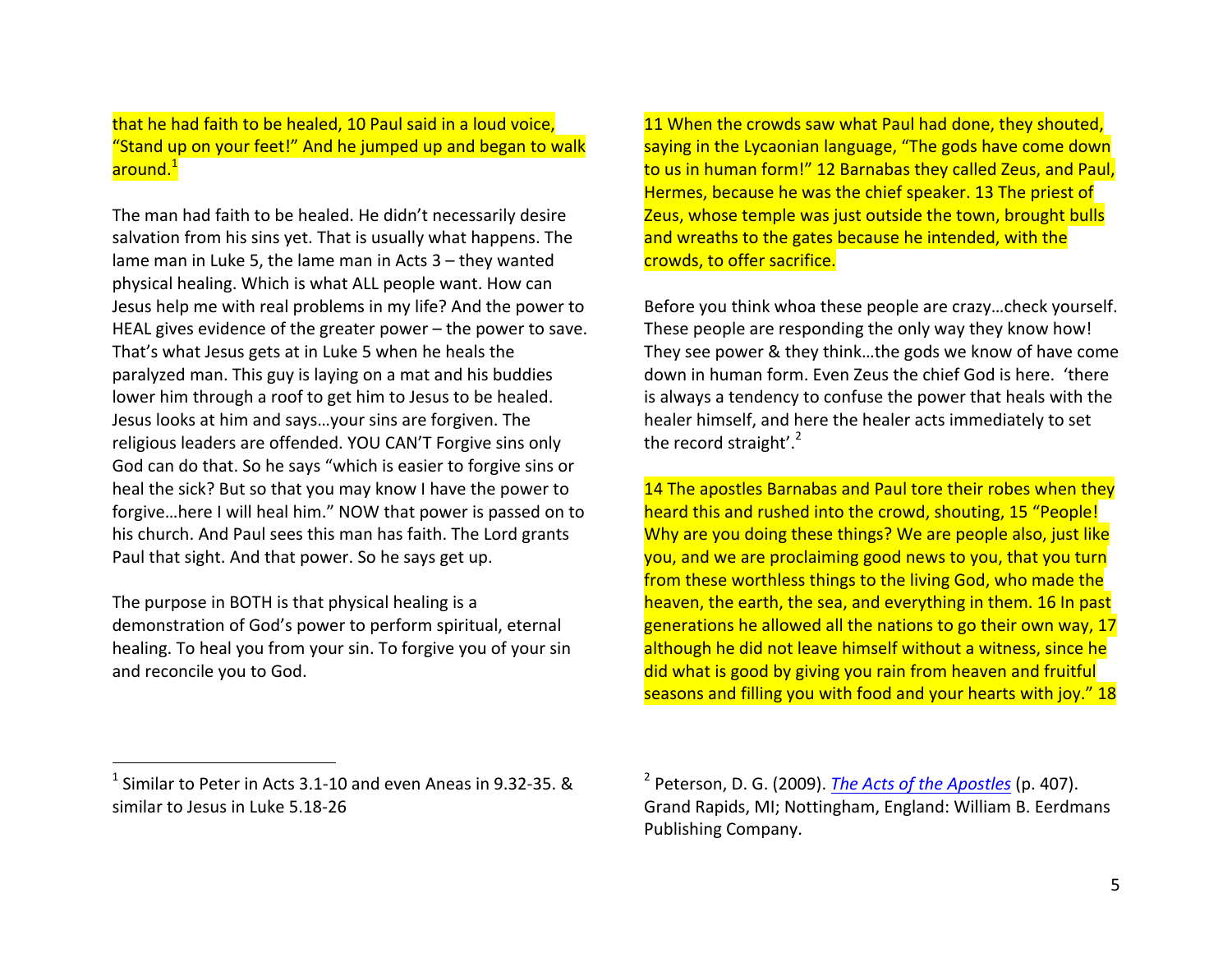that he had faith to be healed, 10 Paul said in a loud voice, "Stand up on your feet!" And he jumped up and began to walk around.[1]

The man had faith to be healed. He didn't necessarily desire salvation from his sins yet. That is usually what happens. The lame man in Luke 5, the lame man in Acts 3 – they wanted physical healing. Which is what ALL people want. How can Jesus help me with real problems in my life? And the power to HEAL gives evidence of the greater power – the power to save. That's what Jesus gets at in Luke 5 when he heals the paralyzed man. This guy is laying on a mat and his buddies lower him through a roof to get him to Jesus to be healed. Jesus looks at him and says…your sins are forgiven. The religious leaders are offended. YOU CAN'T Forgive sins only God can do that. So he says "which is easier to forgive sins or heal the sick? But so that you may know I have the power to forgive…here I will heal him." NOW that power is passed on to his church. And Paul sees this man has faith. The Lord grants Paul that sight. And that power. So he says get up.

The purpose in BOTH is that physical healing is a demonstration of God's power to perform spiritual, eternal healing. To heal you from your sin. To forgive you of your sin and reconcile you to God.

11 When the crowds saw what Paul had done, they shouted, saying in the Lycaonian language, "The gods have come down to us in human form!" 12 Barnabas they called Zeus, and Paul, Hermes, because he was the chief speaker. 13 The priest of Zeus, whose temple was just outside the town, brought bulls and wreaths to the gates because he intended, with the crowds, to offer sacrifice.

Before you think whoa these people are crazy…check yourself. These people are responding the only way they know how! They see power & they think…the gods we know of have come down in human form. Even Zeus the chief God is here. 'there is always a tendency to confuse the power that heals with the healer himself, and here the healer acts immediately to set the record straight'.[2]

14 The apostles Barnabas and Paul tore their robes when they heard this and rushed into the crowd, shouting, 15 "People! Why are you doing these things? We are people also, just like you, and we are proclaiming good news to you, that you turn from these worthless things to the living God, who made the heaven, the earth, the sea, and everything in them. 16 In past generations he allowed all the nations to go their own way, 17 although he did not leave himself without a witness, since he did what is good by giving you rain from heaven and fruitful seasons and filling you with food and your hearts with joy." 18

---

[1] Similar to Peter in Acts 3.1-10 and even Aneas in 9.32-35. & similar to Jesus in Luke 5.18-26

[2] Peterson, D. G. (2009). *The Acts of the Apostles* (p. 407). Grand Rapids, MI; Nottingham, England: William B. Eerdmans Publishing Company.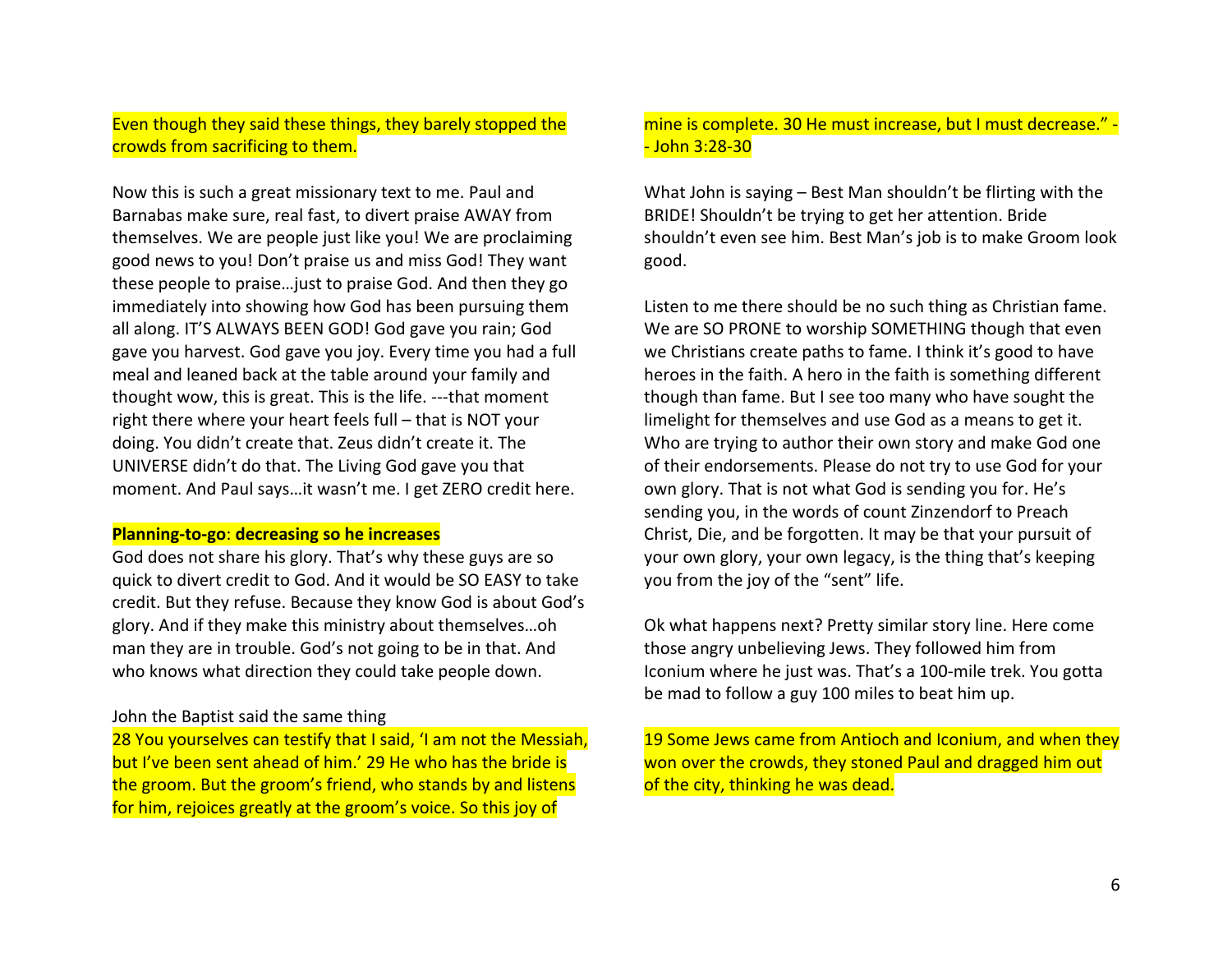Even though they said these things, they barely stopped the crowds from sacrificing to them.

Now this is such a great missionary text to me. Paul and Barnabas make sure, real fast, to divert praise AWAY from themselves. We are people just like you! We are proclaiming good news to you! Don't praise us and miss God! They want these people to praise…just to praise God. And then they go immediately into showing how God has been pursuing them all along. IT'S ALWAYS BEEN GOD! God gave you rain; God gave you harvest. God gave you joy. Every time you had a full meal and leaned back at the table around your family and thought wow, this is great. This is the life. ---that moment right there where your heart feels full – that is NOT your doing. You didn't create that. Zeus didn't create it. The UNIVERSE didn't do that. The Living God gave you that moment. And Paul says…it wasn't me. I get ZERO credit here.

**Planning-to-go: decreasing so he increases**

God does not share his glory. That's why these guys are so quick to divert credit to God. And it would be SO EASY to take credit. But they refuse. Because they know God is about God's glory. And if they make this ministry about themselves…oh man they are in trouble. God's not going to be in that. And who knows what direction they could take people down.

John the Baptist said the same thing

28 You yourselves can testify that I said, 'I am not the Messiah, but I've been sent ahead of him.' 29 He who has the bride is the groom. But the groom's friend, who stands by and listens for him, rejoices greatly at the groom's voice. So this joy of mine is complete. 30 He must increase, but I must decrease." -- John 3:28-30

What John is saying – Best Man shouldn't be flirting with the BRIDE! Shouldn't be trying to get her attention. Bride shouldn't even see him. Best Man's job is to make Groom look good.

Listen to me there should be no such thing as Christian fame. We are SO PRONE to worship SOMETHING though that even we Christians create paths to fame. I think it's good to have heroes in the faith. A hero in the faith is something different though than fame. But I see too many who have sought the limelight for themselves and use God as a means to get it. Who are trying to author their own story and make God one of their endorsements. Please do not try to use God for your own glory. That is not what God is sending you for. He's sending you, in the words of count Zinzendorf to Preach Christ, Die, and be forgotten. It may be that your pursuit of your own glory, your own legacy, is the thing that's keeping you from the joy of the "sent" life.

Ok what happens next? Pretty similar story line. Here come those angry unbelieving Jews. They followed him from Iconium where he just was. That's a 100-mile trek. You gotta be mad to follow a guy 100 miles to beat him up.

19 Some Jews came from Antioch and Iconium, and when they won over the crowds, they stoned Paul and dragged him out of the city, thinking he was dead.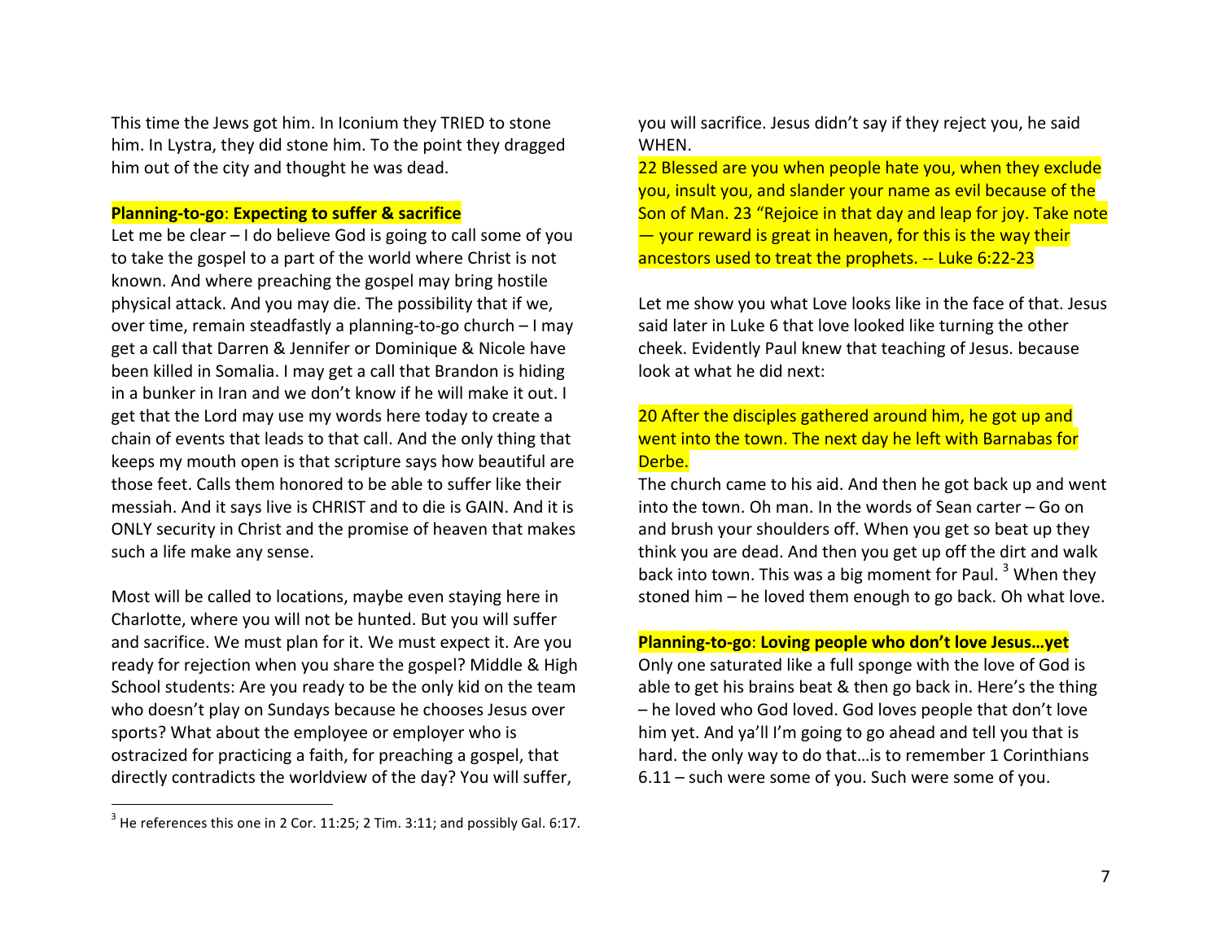This time the Jews got him. In Iconium they TRIED to stone him. In Lystra, they did stone him. To the point they dragged him out of the city and thought he was dead.

**Planning-to-go**: **Expecting to suffer & sacrifice**

Let me be clear – I do believe God is going to call some of you to take the gospel to a part of the world where Christ is not known. And where preaching the gospel may bring hostile physical attack. And you may die. The possibility that if we, over time, remain steadfastly a planning-to-go church – I may get a call that Darren & Jennifer or Dominique & Nicole have been killed in Somalia. I may get a call that Brandon is hiding in a bunker in Iran and we don't know if he will make it out. I get that the Lord may use my words here today to create a chain of events that leads to that call. And the only thing that keeps my mouth open is that scripture says how beautiful are those feet. Calls them honored to be able to suffer like their messiah. And it says live is CHRIST and to die is GAIN. And it is ONLY security in Christ and the promise of heaven that makes such a life make any sense.

Most will be called to locations, maybe even staying here in Charlotte, where you will not be hunted. But you will suffer and sacrifice. We must plan for it. We must expect it. Are you ready for rejection when you share the gospel? Middle & High School students: Are you ready to be the only kid on the team who doesn't play on Sundays because he chooses Jesus over sports? What about the employee or employer who is ostracized for practicing a faith, for preaching a gospel, that directly contradicts the worldview of the day? You will suffer, you will sacrifice. Jesus didn't say if they reject you, he said WHEN.

22 Blessed are you when people hate you, when they exclude you, insult you, and slander your name as evil because of the Son of Man. 23 "Rejoice in that day and leap for joy. Take note — your reward is great in heaven, for this is the way their ancestors used to treat the prophets. -- Luke 6:22-23

Let me show you what Love looks like in the face of that. Jesus said later in Luke 6 that love looked like turning the other cheek. Evidently Paul knew that teaching of Jesus. because look at what he did next:

20 After the disciples gathered around him, he got up and went into the town. The next day he left with Barnabas for Derbe.

The church came to his aid. And then he got back up and went into the town. Oh man. In the words of Sean carter – Go on and brush your shoulders off. When you get so beat up they think you are dead. And then you get up off the dirt and walk back into town. This was a big moment for Paul.[3] When they stoned him – he loved them enough to go back. Oh what love.

**Planning-to-go**: **Loving people who don't love Jesus…yet**

Only one saturated like a full sponge with the love of God is able to get his brains beat & then go back in. Here's the thing – he loved who God loved. God loves people that don't love him yet. And ya'll I'm going to go ahead and tell you that is hard. the only way to do that…is to remember 1 Corinthians 6.11 – such were some of you. Such were some of you.

[3] He references this one in 2 Cor. 11:25; 2 Tim. 3:11; and possibly Gal. 6:17.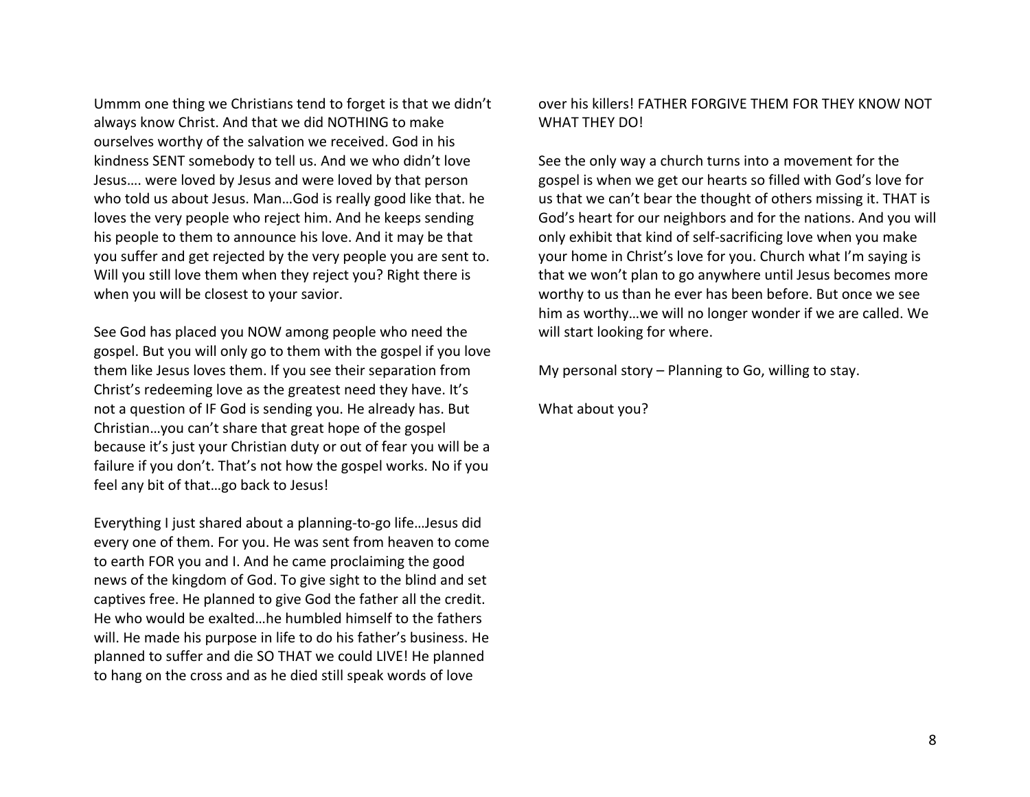Ummm one thing we Christians tend to forget is that we didn't always know Christ. And that we did NOTHING to make ourselves worthy of the salvation we received. God in his kindness SENT somebody to tell us. And we who didn't love Jesus…. were loved by Jesus and were loved by that person who told us about Jesus. Man…God is really good like that. he loves the very people who reject him. And he keeps sending his people to them to announce his love. And it may be that you suffer and get rejected by the very people you are sent to. Will you still love them when they reject you? Right there is when you will be closest to your savior.

See God has placed you NOW among people who need the gospel. But you will only go to them with the gospel if you love them like Jesus loves them. If you see their separation from Christ's redeeming love as the greatest need they have. It's not a question of IF God is sending you. He already has. But Christian…you can't share that great hope of the gospel because it's just your Christian duty or out of fear you will be a failure if you don't. That's not how the gospel works. No if you feel any bit of that…go back to Jesus!

Everything I just shared about a planning-to-go life…Jesus did every one of them. For you. He was sent from heaven to come to earth FOR you and I. And he came proclaiming the good news of the kingdom of God. To give sight to the blind and set captives free. He planned to give God the father all the credit. He who would be exalted…he humbled himself to the fathers will. He made his purpose in life to do his father's business. He planned to suffer and die SO THAT we could LIVE! He planned to hang on the cross and as he died still speak words of love over his killers! FATHER FORGIVE THEM FOR THEY KNOW NOT WHAT THEY DO!

See the only way a church turns into a movement for the gospel is when we get our hearts so filled with God's love for us that we can't bear the thought of others missing it. THAT is God's heart for our neighbors and for the nations. And you will only exhibit that kind of self-sacrificing love when you make your home in Christ's love for you. Church what I'm saying is that we won't plan to go anywhere until Jesus becomes more worthy to us than he ever has been before. But once we see him as worthy…we will no longer wonder if we are called. We will start looking for where.

My personal story – Planning to Go, willing to stay.

What about you?